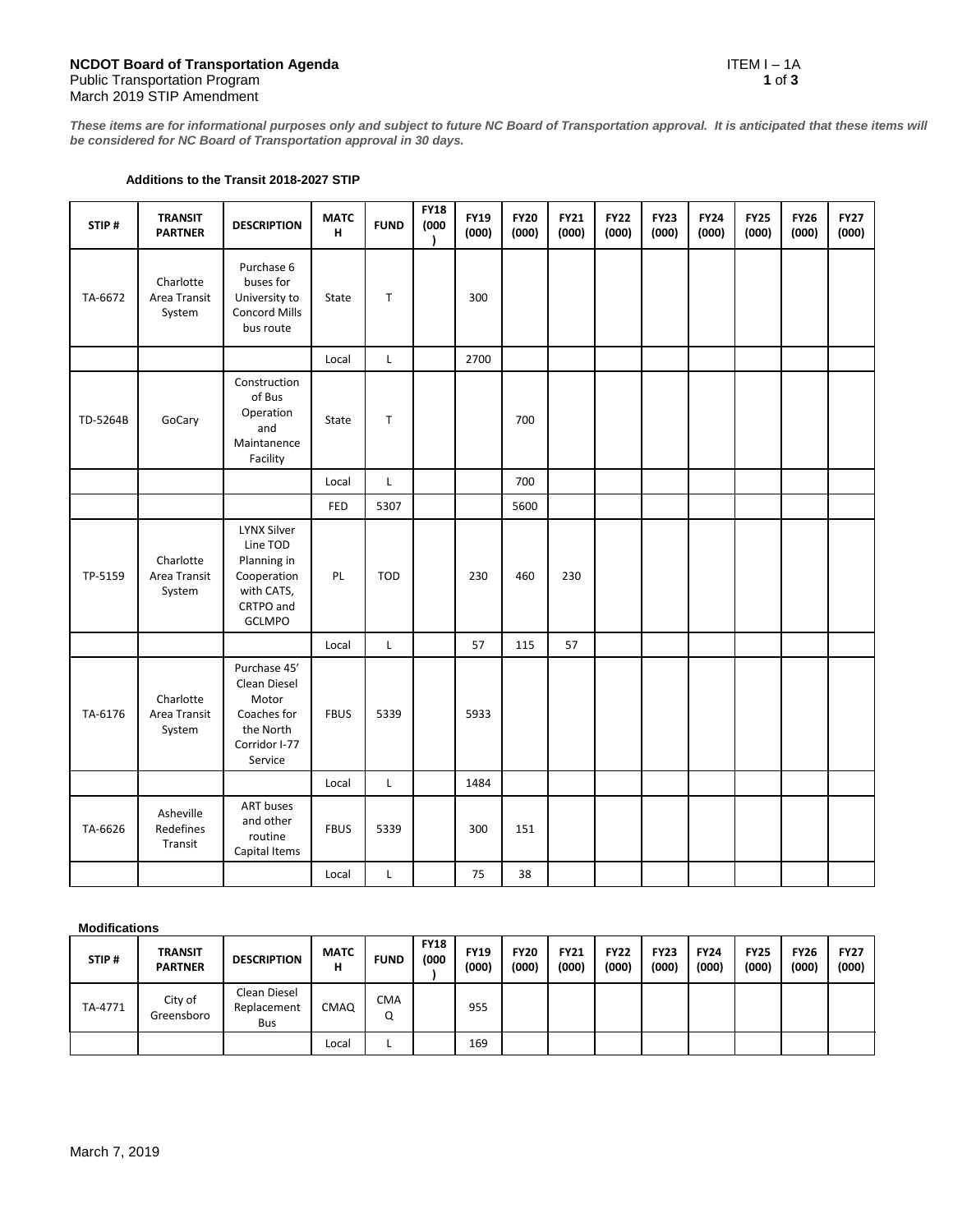**NCDOT Board of Transportation Agenda**
Public Transportation Program
March 2019 STIP Amendment

ITEM I – 1A

***These items are for informational purposes only and subject to future NC Board of Transportation approval. It is anticipated that these items will be considered for NC Board of Transportation approval in 30 days.***

**Additions to the Transit 2018-2027 STIP**

| STIP # | TRANSIT PARTNER | DESCRIPTION | MATCH | FUND | FY18 (000) | FY19 (000) | FY20 (000) | FY21 (000) | FY22 (000) | FY23 (000) | FY24 (000) | FY25 (000) | FY26 (000) | FY27 (000) |
|---|---|---|---|---|---|---|---|---|---|---|---|---|---|---|
| TA-6672 | Charlotte Area Transit System | Purchase 6 buses for University to Concord Mills bus route | State | T | | 300 | | | | | | | | |
| | | | Local | L | | 2700 | | | | | | | | |
| TD-5264B | GoCary | Construction of Bus Operation and Maintanence Facility | State | T | | | 700 | | | | | | | |
| | | | Local | L | | | 700 | | | | | | | |
| | | | FED | 5307 | | | 5600 | | | | | | | |
| TP-5159 | Charlotte Area Transit System | LYNX Silver Line TOD Planning in Cooperation with CATS, CRTPO and GCLMPO | PL | TOD | | 230 | 460 | 230 | | | | | | |
| | | | Local | L | | 57 | 115 | 57 | | | | | | |
| TA-6176 | Charlotte Area Transit System | Purchase 45' Clean Diesel Motor Coaches for the North Corridor I-77 Service | FBUS | 5339 | | 5933 | | | | | | | | |
| | | | Local | L | | 1484 | | | | | | | | |
| TA-6626 | Asheville Redefines Transit | ART buses and other routine Capital Items | FBUS | 5339 | | 300 | 151 | | | | | | | |
| | | | Local | L | | 75 | 38 | | | | | | | |

**Modifications**

| STIP # | TRANSIT PARTNER | DESCRIPTION | MATCH | FUND | FY18 (000) | FY19 (000) | FY20 (000) | FY21 (000) | FY22 (000) | FY23 (000) | FY24 (000) | FY25 (000) | FY26 (000) | FY27 (000) |
|---|---|---|---|---|---|---|---|---|---|---|---|---|---|---|
| TA-4771 | City of Greensboro | Clean Diesel Replacement Bus | CMAQ | CMAQ | | 955 | | | | | | | | |
| | | | Local | L | | 169 | | | | | | | | |

March 7, 2019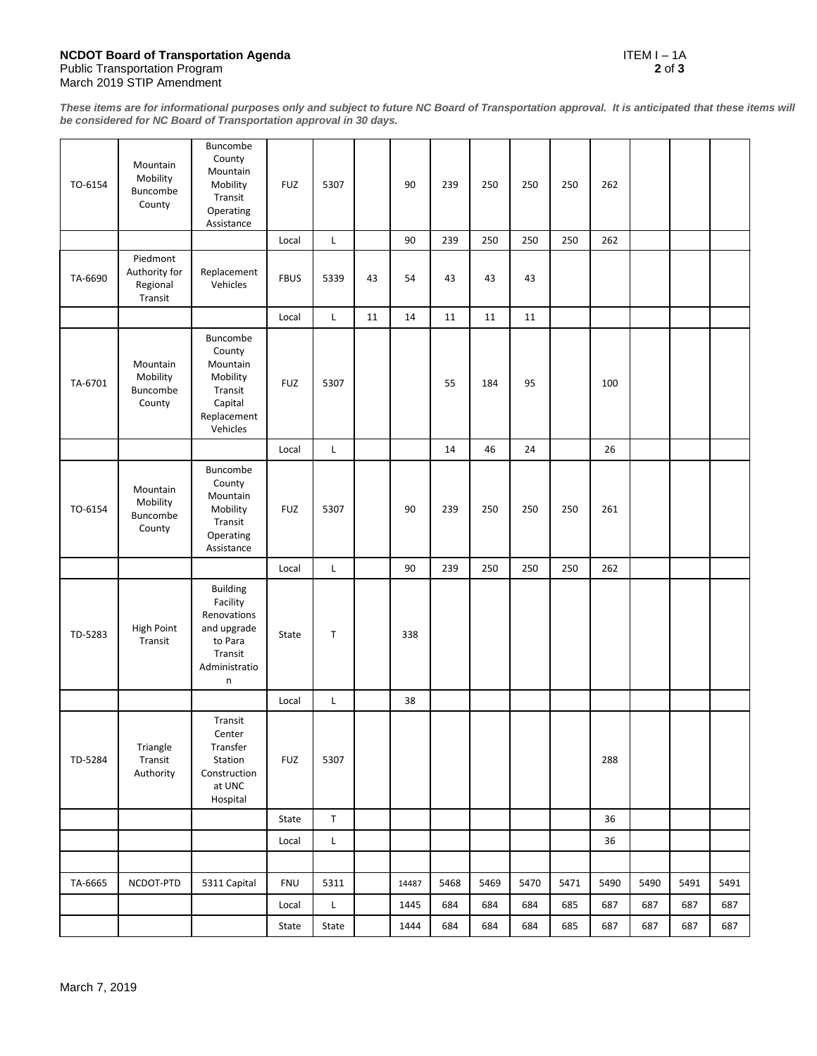***These items are for informational purposes only and subject to future NC Board of Transportation approval. It is anticipated that these items will be considered for NC Board of Transportation approval in 30 days.***

| | | | | | | | | | | | | | | |
|---|---|---|---|---|---|---|---|---|---|---|---|---|---|---|
| TO-6154 | Mountain Mobility Buncombe County | Buncombe County Mountain Mobility Transit Operating Assistance | FUZ | 5307 | | 90 | 239 | 250 | 250 | 250 | 262 | | | |
| | | | Local | L | | 90 | 239 | 250 | 250 | 250 | 262 | | | |
| TA-6690 | Piedmont Authority for Regional Transit | Replacement Vehicles | FBUS | 5339 | 43 | 54 | 43 | 43 | 43 | | | | | |
| | | | Local | L | 11 | 14 | 11 | 11 | 11 | | | | | |
| TA-6701 | Mountain Mobility Buncombe County | Buncombe County Mountain Mobility Transit Capital Replacement Vehicles | FUZ | 5307 | | | 55 | 184 | 95 | | 100 | | | |
| | | | Local | L | | | 14 | 46 | 24 | | 26 | | | |
| TO-6154 | Mountain Mobility Buncombe County | Buncombe County Mountain Mobility Transit Operating Assistance | FUZ | 5307 | | 90 | 239 | 250 | 250 | 250 | 261 | | | |
| | | | Local | L | | 90 | 239 | 250 | 250 | 250 | 262 | | | |
| TD-5283 | High Point Transit | Building Facility Renovations and upgrade to Para Transit Administration | State | T | | 338 | | | | | | | | |
| | | | Local | L | | 38 | | | | | | | | |
| TD-5284 | Triangle Transit Authority | Transit Center Transfer Station Construction at UNC Hospital | FUZ | 5307 | | | | | | | 288 | | | |
| | | | State | T | | | | | | | 36 | | | |
| | | | Local | L | | | | | | | 36 | | | |
| | | | | | | | | | | | | | | |
| TA-6665 | NCDOT-PTD | 5311 Capital | FNU | 5311 | | 14487 | 5468 | 5469 | 5470 | 5471 | 5490 | 5490 | 5491 | 5491 |
| | | | Local | L | | 1445 | 684 | 684 | 684 | 685 | 687 | 687 | 687 | 687 |
| | | | State | State | | 1444 | 684 | 684 | 684 | 685 | 687 | 687 | 687 | 687 |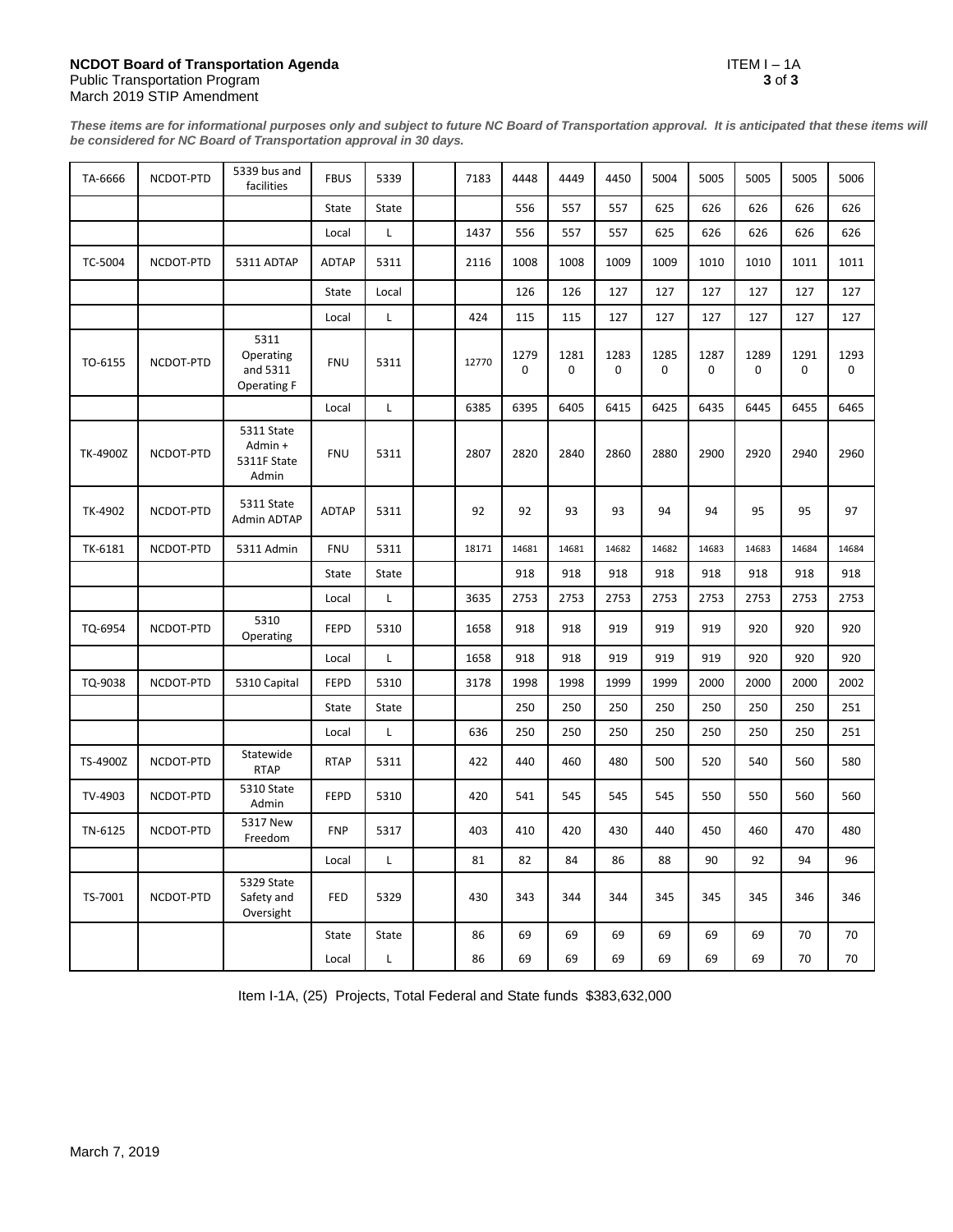**NCDOT Board of Transportation Agenda**
Public Transportation Program
March 2019 STIP Amendment

ITEM I – 1A

***These items are for informational purposes only and subject to future NC Board of Transportation approval. It is anticipated that these items will be considered for NC Board of Transportation approval in 30 days.***

| | | | | | | | | | | | | | | |
|---|---|---|---|---|---|---|---|---|---|---|---|---|---|---|
| TA-6666 | NCDOT-PTD | 5339 bus and facilities | FBUS | 5339 | | 7183 | 4448 | 4449 | 4450 | 5004 | 5005 | 5005 | 5005 | 5006 |
| | | | State | State | | | 556 | 557 | 557 | 625 | 626 | 626 | 626 | 626 |
| | | | Local | L | | 1437 | 556 | 557 | 557 | 625 | 626 | 626 | 626 | 626 |
| TC-5004 | NCDOT-PTD | 5311 ADTAP | ADTAP | 5311 | | 2116 | 1008 | 1008 | 1009 | 1009 | 1010 | 1010 | 1011 | 1011 |
| | | | State | Local | | | 126 | 126 | 127 | 127 | 127 | 127 | 127 | 127 |
| | | | Local | L | | 424 | 115 | 115 | 127 | 127 | 127 | 127 | 127 | 127 |
| TO-6155 | NCDOT-PTD | 5311 Operating and 5311 Operating F | FNU | 5311 | | 12770 | 12790 | 12810 | 12830 | 12850 | 12870 | 12890 | 12910 | 12930 |
| | | | Local | L | | 6385 | 6395 | 6405 | 6415 | 6425 | 6435 | 6445 | 6455 | 6465 |
| TK-4900Z | NCDOT-PTD | 5311 State Admin + 5311F State Admin | FNU | 5311 | | 2807 | 2820 | 2840 | 2860 | 2880 | 2900 | 2920 | 2940 | 2960 |
| TK-4902 | NCDOT-PTD | 5311 State Admin ADTAP | ADTAP | 5311 | | 92 | 92 | 93 | 93 | 94 | 94 | 95 | 95 | 97 |
| TK-6181 | NCDOT-PTD | 5311 Admin | FNU | 5311 | | 18171 | 14681 | 14681 | 14682 | 14682 | 14683 | 14683 | 14684 | 14684 |
| | | | State | State | | | 918 | 918 | 918 | 918 | 918 | 918 | 918 | 918 |
| | | | Local | L | | 3635 | 2753 | 2753 | 2753 | 2753 | 2753 | 2753 | 2753 | 2753 |
| TQ-6954 | NCDOT-PTD | 5310 Operating | FEPD | 5310 | | 1658 | 918 | 918 | 919 | 919 | 919 | 920 | 920 | 920 |
| | | | Local | L | | 1658 | 918 | 918 | 919 | 919 | 919 | 920 | 920 | 920 |
| TQ-9038 | NCDOT-PTD | 5310 Capital | FEPD | 5310 | | 3178 | 1998 | 1998 | 1999 | 1999 | 2000 | 2000 | 2000 | 2002 |
| | | | State | State | | | 250 | 250 | 250 | 250 | 250 | 250 | 250 | 251 |
| | | | Local | L | | 636 | 250 | 250 | 250 | 250 | 250 | 250 | 250 | 251 |
| TS-4900Z | NCDOT-PTD | Statewide RTAP | RTAP | 5311 | | 422 | 440 | 460 | 480 | 500 | 520 | 540 | 560 | 580 |
| TV-4903 | NCDOT-PTD | 5310 State Admin | FEPD | 5310 | | 420 | 541 | 545 | 545 | 545 | 550 | 550 | 560 | 560 |
| TN-6125 | NCDOT-PTD | 5317 New Freedom | FNP | 5317 | | 403 | 410 | 420 | 430 | 440 | 450 | 460 | 470 | 480 |
| | | | Local | L | | 81 | 82 | 84 | 86 | 88 | 90 | 92 | 94 | 96 |
| TS-7001 | NCDOT-PTD | 5329 State Safety and Oversight | FED | 5329 | | 430 | 343 | 344 | 344 | 345 | 345 | 345 | 346 | 346 |
| | | | State | State | | 86 | 69 | 69 | 69 | 69 | 69 | 69 | 70 | 70 |
| | | | Local | L | | 86 | 69 | 69 | 69 | 69 | 69 | 69 | 70 | 70 |

Item I-1A, (25) Projects, Total Federal and State funds $383,632,000

March 7, 2019